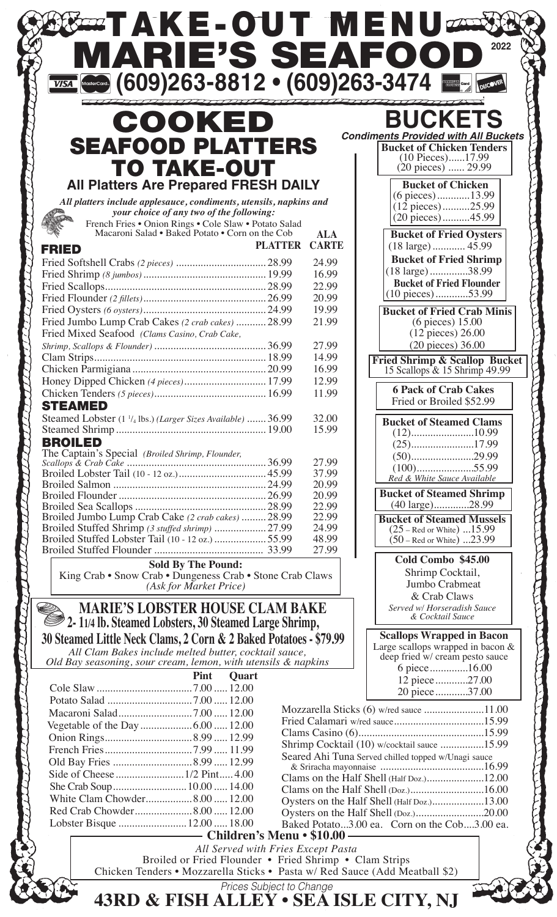# TAKE-OUT MENU
# MARIE'S SEAFOOD
2022

(609)263-8812 • (609)263-3474

## COOKED SEAFOOD PLATTERS TO TAKE-OUT

**All Platters Are Prepared FRESH DAILY**

*All platters include applesauce, condiments, utensils, napkins and your choice of any two of the following:*
French Fries • Onion Rings • Cole Slaw • Potato Salad
Macaroni Salad • Baked Potato • Corn on the Cob

| FRIED | PLATTER | ALA CARTE |
|---|---|---|
| Fried Softshell Crabs *(2 pieces)* | 28.99 | 24.99 |
| Fried Shrimp *(8 jumbos)* | 19.99 | 16.99 |
| Fried Scallops | 28.99 | 22.99 |
| Fried Flounder *(2 fillets)* | 26.99 | 20.99 |
| Fried Oysters *(6 oysters)* | 24.99 | 19.99 |
| Fried Jumbo Lump Crab Cakes *(2 crab cakes)* | 28.99 | 21.99 |
| Fried Mixed Seafood *(Clams Casino, Crab Cake, Shrimp, Scallops & Flounder)* | 36.99 | 27.99 |
| Clam Strips | 18.99 | 14.99 |
| Chicken Parmigiana | 20.99 | 16.99 |
| Honey Dipped Chicken *(4 pieces)* | 17.99 | 12.99 |
| Chicken Tenders *(5 pieces)* | 16.99 | 11.99 |
| **STEAMED** | | |
| Steamed Lobster (1 1/4 lbs.) *(Larger Sizes Available)* | 36.99 | 32.00 |
| Steamed Shrimp | 19.00 | 15.99 |
| **BROILED** | | |
| The Captain's Special *(Broiled Shrimp, Flounder, Scallops & Crab Cake)* | 36.99 | 27.99 |
| Broiled Lobster Tail (10 - 12 oz.) | 45.99 | 37.99 |
| Broiled Salmon | 24.99 | 20.99 |
| Broiled Flounder | 26.99 | 20.99 |
| Broiled Sea Scallops | 28.99 | 22.99 |
| Broiled Jumbo Lump Crab Cake *(2 crab cakes)* | 28.99 | 22.99 |
| Broiled Stuffed Shrimp *(3 stuffed shrimp)* | 27.99 | 24.99 |
| Broiled Stuffed Lobster Tail (10 - 12 oz.) | 55.99 | 48.99 |
| Broiled Stuffed Flounder | 33.99 | 27.99 |

**Sold By The Pound:**
King Crab • Snow Crab • Dungeness Crab • Stone Crab Claws
*(Ask for Market Price)*

## MARIE'S LOBSTER HOUSE CLAM BAKE

**2- 1 1/4 lb. Steamed Lobsters, 30 Steamed Large Shrimp, 30 Steamed Little Neck Clams, 2 Corn & 2 Baked Potatoes - $79.99**

*All Clam Bakes include melted butter, cocktail sauce, Old Bay seasoning, sour cream, lemon, with utensils & napkins*

| | Pint | Quart |
|---|---|---|
| Cole Slaw | 7.00 | 12.00 |
| Potato Salad | 7.00 | 12.00 |
| Macaroni Salad | 7.00 | 12.00 |
| Vegetable of the Day | 6.00 | 12.00 |
| Onion Rings | 8.99 | 12.99 |
| French Fries | 7.99 | 11.99 |
| Old Bay Fries | 8.99 | 12.99 |
| Side of Cheese | 1/2 Pint 4.00 | |
| She Crab Soup | 10.00 | 14.00 |
| White Clam Chowder | 8.00 | 12.00 |
| Red Crab Chowder | 8.00 | 12.00 |
| Lobster Bisque | 12.00 | 18.00 |

## BUCKETS

*Condiments Provided with All Buckets*

**Bucket of Chicken Tenders**
(10 Pieces)......17.99
(20 pieces) ...... 29.99

**Bucket of Chicken**
(6 pieces)............13.99
(12 pieces)..........25.99
(20 pieces)..........45.99

**Bucket of Fried Oysters**
(18 large)............ 45.99

**Bucket of Fried Shrimp**
(18 large)..............38.99

**Bucket of Fried Flounder**
(10 pieces)............53.99

**Bucket of Fried Crab Minis**
(6 pieces) 15.00
(12 pieces) 26.00
(20 pieces) 36.00

**Fried Shrimp & Scallop Bucket**
15 Scallops & 15 Shrimp 49.99

**6 Pack of Crab Cakes**
Fried or Broiled $52.99

**Bucket of Steamed Clams**
(12).......................10.99
(25).......................17.99
(50).......................29.99
(100)......................55.99
*Red & White Sauce Available*

**Bucket of Steamed Shrimp**
(40 large).............28.99

**Bucket of Steamed Mussels**
(25 – Red or White) ...15.99
(50 – Red or White) ...23.99

**Cold Combo $45.00**
Shrimp Cocktail,
Jumbo Crabmeat
& Crab Claws
*Served w/ Horseradish Sauce & Cocktail Sauce*

**Scallops Wrapped in Bacon**
Large scallops wrapped in bacon & deep fried w/ cream pesto sauce
6 piece..............16.00
12 piece............27.00
20 piece............37.00

| | |
|---|---|
| Mozzarella Sticks (6) w/red sauce | 11.00 |
| Fried Calamari w/red sauce | 15.99 |
| Clams Casino (6) | 15.99 |
| Shrimp Cocktail (10) w/cocktail sauce | 15.99 |
| Seared Ahi Tuna Served chilled topped w/Unagi sauce & Sriracha mayonnaise | 16.99 |
| Clams on the Half Shell (Half Doz.) | 12.00 |
| Clams on the Half Shell (Doz.) | 16.00 |
| Oysters on the Half Shell (Half Doz.) | 13.00 |
| Oysters on the Half Shell (Doz.) | 20.00 |

Baked Potato...3.00 ea. Corn on the Cob....3.00 ea.

## Children's Menu • $10.00

*All Served with Fries Except Pasta*
Broiled or Fried Flounder • Fried Shrimp • Clam Strips
Chicken Tenders • Mozzarella Sticks • Pasta w/ Red Sauce (Add Meatball $2)

*Prices Subject to Change*

**43RD & FISH ALLEY • SEA ISLE CITY, NJ**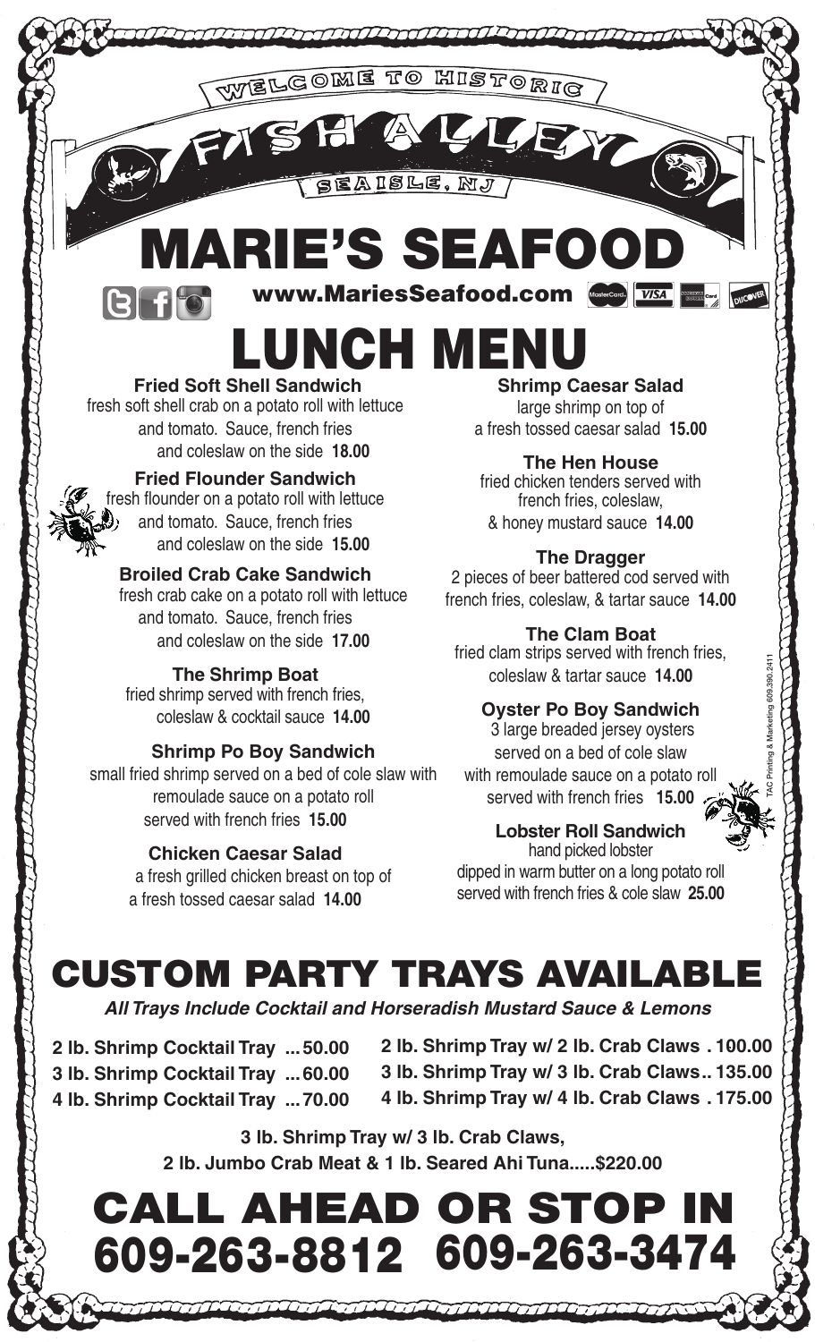WELCOME TO HISTORIC

FISH ALLEY

SEA ISLE, NJ

# MARIE'S SEAFOOD

www.MariesSeafood.com

# LUNCH MENU

**Fried Soft Shell Sandwich**
fresh soft shell crab on a potato roll with lettuce and tomato. Sauce, french fries and coleslaw on the side **18.00**

**Fried Flounder Sandwich**
fresh flounder on a potato roll with lettuce and tomato. Sauce, french fries and coleslaw on the side **15.00**

**Broiled Crab Cake Sandwich**
fresh crab cake on a potato roll with lettuce and tomato. Sauce, french fries and coleslaw on the side **17.00**

**The Shrimp Boat**
fried shrimp served with french fries, coleslaw & cocktail sauce **14.00**

**Shrimp Po Boy Sandwich**
small fried shrimp served on a bed of cole slaw with remoulade sauce on a potato roll served with french fries **15.00**

**Chicken Caesar Salad**
a fresh grilled chicken breast on top of a fresh tossed caesar salad **14.00**

**Shrimp Caesar Salad**
large shrimp on top of a fresh tossed caesar salad **15.00**

**The Hen House**
fried chicken tenders served with french fries, coleslaw, & honey mustard sauce **14.00**

**The Dragger**
2 pieces of beer battered cod served with french fries, coleslaw, & tartar sauce **14.00**

**The Clam Boat**
fried clam strips served with french fries, coleslaw & tartar sauce **14.00**

**Oyster Po Boy Sandwich**
3 large breaded jersey oysters served on a bed of cole slaw with remoulade sauce on a potato roll served with french fries **15.00**

**Lobster Roll Sandwich**
hand picked lobster dipped in warm butter on a long potato roll served with french fries & cole slaw **25.00**

TAC Printing & Marketing 609.390.2411

## CUSTOM PARTY TRAYS AVAILABLE

***All Trays Include Cocktail and Horseradish Mustard Sauce & Lemons***

**2 lb. Shrimp Cocktail Tray ...50.00**
**3 lb. Shrimp Cocktail Tray ...60.00**
**4 lb. Shrimp Cocktail Tray ...70.00**

**2 lb. Shrimp Tray w/ 2 lb. Crab Claws . 100.00**
**3 lb. Shrimp Tray w/ 3 lb. Crab Claws.. 135.00**
**4 lb. Shrimp Tray w/ 4 lb. Crab Claws . 175.00**

**3 lb. Shrimp Tray w/ 3 lb. Crab Claws,**
**2 lb. Jumbo Crab Meat & 1 lb. Seared Ahi Tuna.....$220.00**

## CALL AHEAD OR STOP IN
## 609-263-8812 609-263-3474